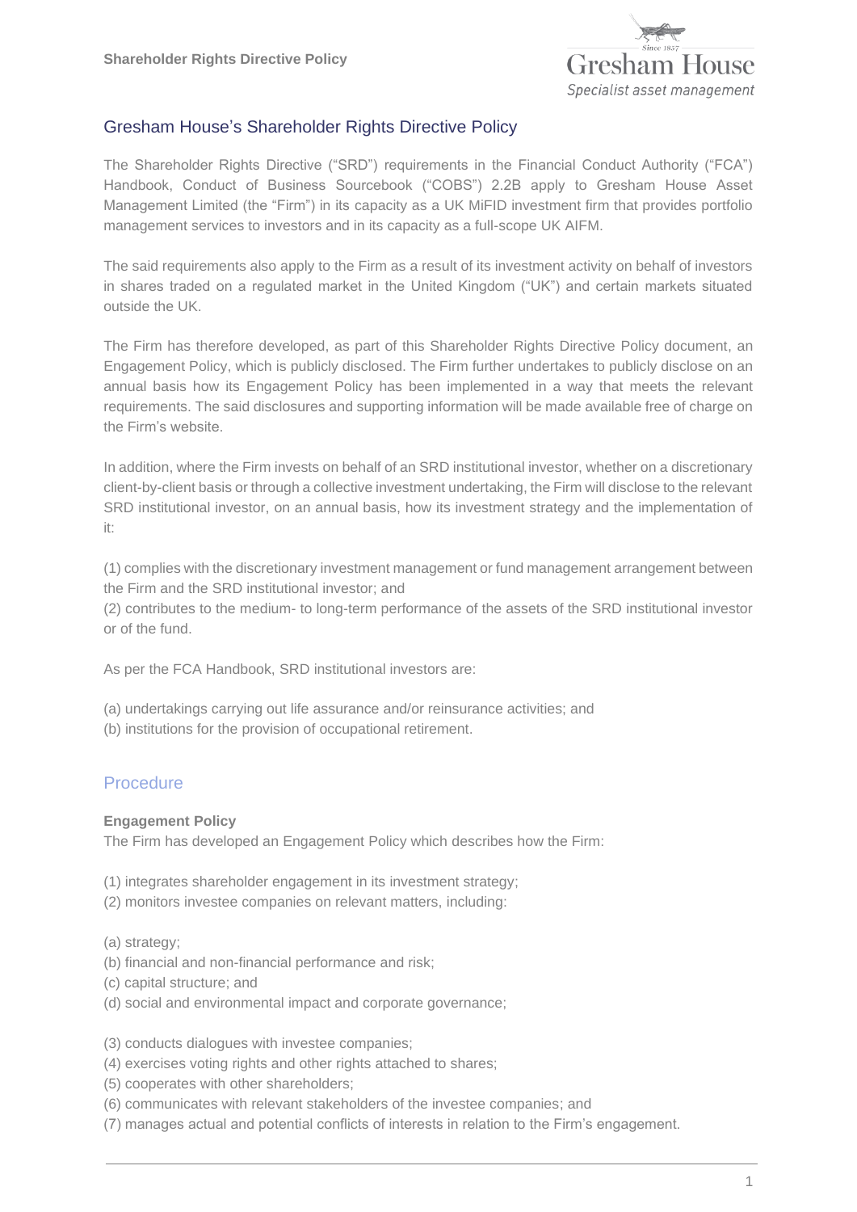# Gresham House's Shareholder Rights Directive Policy

The Shareholder Rights Directive ("SRD") requirements in the Financial Conduct Authority ("FCA") Handbook, Conduct of Business Sourcebook ("COBS") 2.2B apply to Gresham House Asset Management Limited (the "Firm") in its capacity as a UK MiFID investment firm that provides portfolio management services to investors and in its capacity as a full-scope UK AIFM.

The said requirements also apply to the Firm as a result of its investment activity on behalf of investors in shares traded on a regulated market in the United Kingdom ("UK") and certain markets situated outside the UK.

The Firm has therefore developed, as part of this Shareholder Rights Directive Policy document, an Engagement Policy, which is publicly disclosed. The Firm further undertakes to publicly disclose on an annual basis how its Engagement Policy has been implemented in a way that meets the relevant requirements. The said disclosures and supporting information will be made available free of charge on the Firm's website.

In addition, where the Firm invests on behalf of an SRD institutional investor, whether on a discretionary client-by-client basis or through a collective investment undertaking, the Firm will disclose to the relevant SRD institutional investor, on an annual basis, how its investment strategy and the implementation of it:

(1) complies with the discretionary investment management or fund management arrangement between the Firm and the SRD institutional investor; and
(2) contributes to the medium- to long-term performance of the assets of the SRD institutional investor or of the fund.

As per the FCA Handbook, SRD institutional investors are:

(a) undertakings carrying out life assurance and/or reinsurance activities; and
(b) institutions for the provision of occupational retirement.

## Procedure

**Engagement Policy**

The Firm has developed an Engagement Policy which describes how the Firm:

(1) integrates shareholder engagement in its investment strategy;
(2) monitors investee companies on relevant matters, including:

(a) strategy;
(b) financial and non-financial performance and risk;
(c) capital structure; and
(d) social and environmental impact and corporate governance;

(3) conducts dialogues with investee companies;
(4) exercises voting rights and other rights attached to shares;
(5) cooperates with other shareholders;
(6) communicates with relevant stakeholders of the investee companies; and
(7) manages actual and potential conflicts of interests in relation to the Firm's engagement.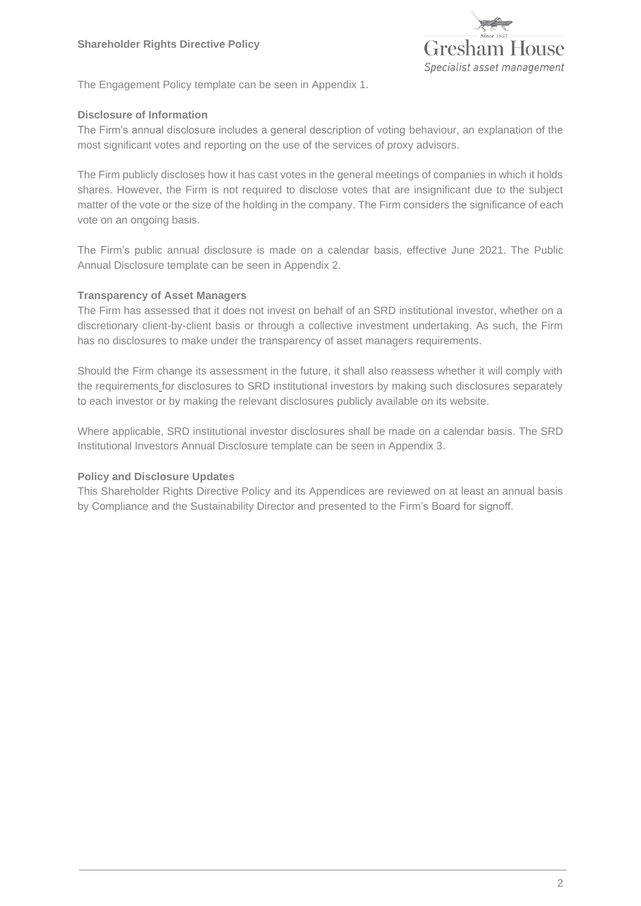The Engagement Policy template can be seen in Appendix 1.

**Disclosure of Information**

The Firm's annual disclosure includes a general description of voting behaviour, an explanation of the most significant votes and reporting on the use of the services of proxy advisors.

The Firm publicly discloses how it has cast votes in the general meetings of companies in which it holds shares. However, the Firm is not required to disclose votes that are insignificant due to the subject matter of the vote or the size of the holding in the company. The Firm considers the significance of each vote on an ongoing basis.

The Firm's public annual disclosure is made on a calendar basis, effective June 2021. The Public Annual Disclosure template can be seen in Appendix 2.

**Transparency of Asset Managers**

The Firm has assessed that it does not invest on behalf of an SRD institutional investor, whether on a discretionary client-by-client basis or through a collective investment undertaking. As such, the Firm has no disclosures to make under the transparency of asset managers requirements.

Should the Firm change its assessment in the future, it shall also reassess whether it will comply with the requirements for disclosures to SRD institutional investors by making such disclosures separately to each investor or by making the relevant disclosures publicly available on its website.

Where applicable, SRD institutional investor disclosures shall be made on a calendar basis. The SRD Institutional Investors Annual Disclosure template can be seen in Appendix 3.

**Policy and Disclosure Updates**

This Shareholder Rights Directive Policy and its Appendices are reviewed on at least an annual basis by Compliance and the Sustainability Director and presented to the Firm's Board for signoff.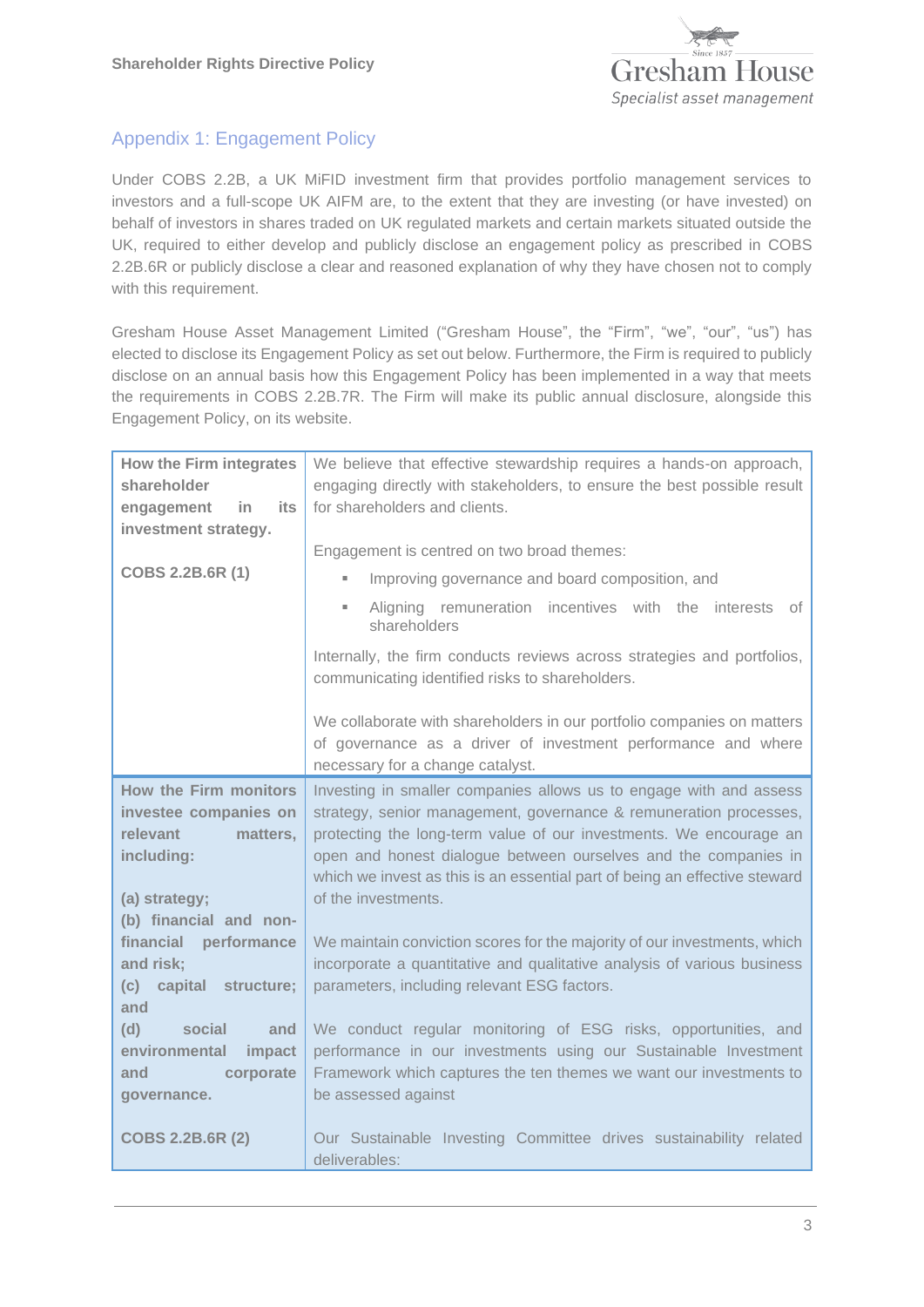## Appendix 1: Engagement Policy

Under COBS 2.2B, a UK MiFID investment firm that provides portfolio management services to investors and a full-scope UK AIFM are, to the extent that they are investing (or have invested) on behalf of investors in shares traded on UK regulated markets and certain markets situated outside the UK, required to either develop and publicly disclose an engagement policy as prescribed in COBS 2.2B.6R or publicly disclose a clear and reasoned explanation of why they have chosen not to comply with this requirement.

Gresham House Asset Management Limited ("Gresham House", the "Firm", "we", "our", "us") has elected to disclose its Engagement Policy as set out below. Furthermore, the Firm is required to publicly disclose on an annual basis how this Engagement Policy has been implemented in a way that meets the requirements in COBS 2.2B.7R. The Firm will make its public annual disclosure, alongside this Engagement Policy, on its website.

| | |
|---|---|
| **How the Firm integrates shareholder engagement in its investment strategy.**<br><br>**COBS 2.2B.6R (1)** | We believe that effective stewardship requires a hands-on approach, engaging directly with stakeholders, to ensure the best possible result for shareholders and clients.<br><br>Engagement is centred on two broad themes:<br>▪ Improving governance and board composition, and<br>▪ Aligning remuneration incentives with the interests of shareholders<br><br>Internally, the firm conducts reviews across strategies and portfolios, communicating identified risks to shareholders.<br><br>We collaborate with shareholders in our portfolio companies on matters of governance as a driver of investment performance and where necessary for a change catalyst. |
| **How the Firm monitors investee companies on relevant matters, including:**<br><br>**(a) strategy;**<br>**(b) financial and non-financial performance and risk;**<br>**(c) capital structure; and**<br>**(d) social and environmental impact and corporate governance.**<br><br>**COBS 2.2B.6R (2)** | Investing in smaller companies allows us to engage with and assess strategy, senior management, governance & remuneration processes, protecting the long-term value of our investments. We encourage an open and honest dialogue between ourselves and the companies in which we invest as this is an essential part of being an effective steward of the investments.<br><br>We maintain conviction scores for the majority of our investments, which incorporate a quantitative and qualitative analysis of various business parameters, including relevant ESG factors.<br><br>We conduct regular monitoring of ESG risks, opportunities, and performance in our investments using our Sustainable Investment Framework which captures the ten themes we want our investments to be assessed against<br><br>Our Sustainable Investing Committee drives sustainability related deliverables: |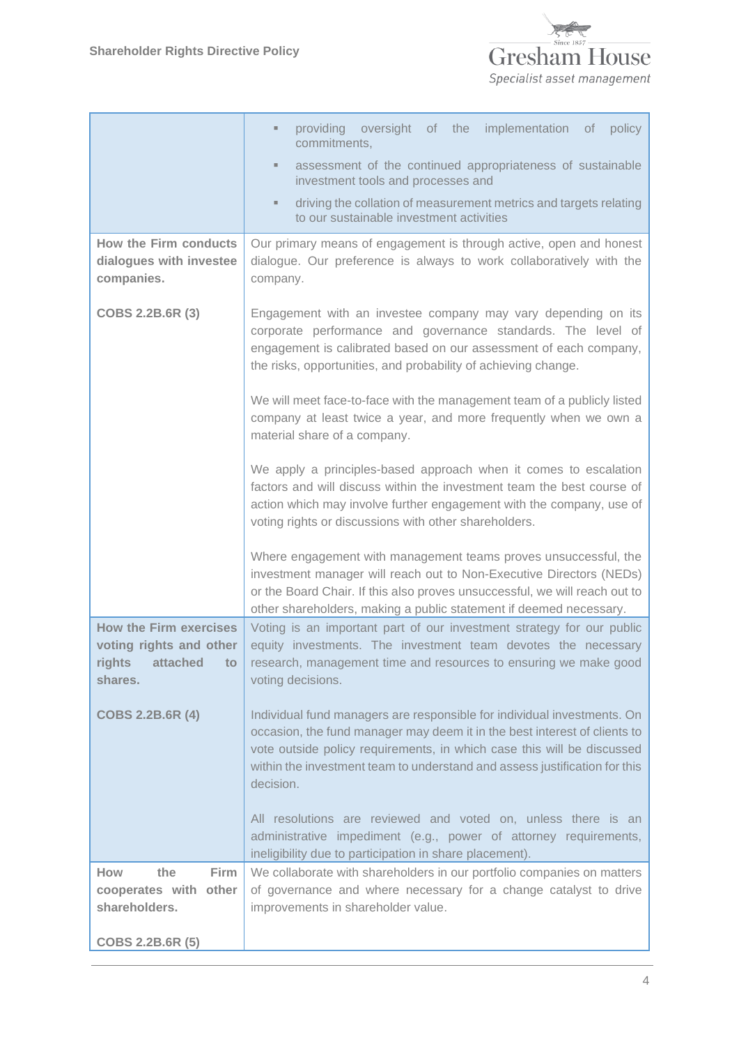| | |
|---|---|
| | ▪ providing oversight of the implementation of policy commitments,<br>▪ assessment of the continued appropriateness of sustainable investment tools and processes and<br>▪ driving the collation of measurement metrics and targets relating to our sustainable investment activities |
| **How the Firm conducts dialogues with investee companies.**<br><br>**COBS 2.2B.6R (3)** | Our primary means of engagement is through active, open and honest dialogue. Our preference is always to work collaboratively with the company.<br><br>Engagement with an investee company may vary depending on its corporate performance and governance standards. The level of engagement is calibrated based on our assessment of each company, the risks, opportunities, and probability of achieving change.<br><br>We will meet face-to-face with the management team of a publicly listed company at least twice a year, and more frequently when we own a material share of a company.<br><br>We apply a principles-based approach when it comes to escalation factors and will discuss within the investment team the best course of action which may involve further engagement with the company, use of voting rights or discussions with other shareholders.<br><br>Where engagement with management teams proves unsuccessful, the investment manager will reach out to Non-Executive Directors (NEDs) or the Board Chair. If this also proves unsuccessful, we will reach out to other shareholders, making a public statement if deemed necessary. |
| **How the Firm exercises voting rights and other rights attached to shares.**<br><br>**COBS 2.2B.6R (4)** | Voting is an important part of our investment strategy for our public equity investments. The investment team devotes the necessary research, management time and resources to ensuring we make good voting decisions.<br><br>Individual fund managers are responsible for individual investments. On occasion, the fund manager may deem it in the best interest of clients to vote outside policy requirements, in which case this will be discussed within the investment team to understand and assess justification for this decision.<br><br>All resolutions are reviewed and voted on, unless there is an administrative impediment (e.g., power of attorney requirements, ineligibility due to participation in share placement). |
| **How the Firm cooperates with other shareholders.**<br><br>**COBS 2.2B.6R (5)** | We collaborate with shareholders in our portfolio companies on matters of governance and where necessary for a change catalyst to drive improvements in shareholder value. |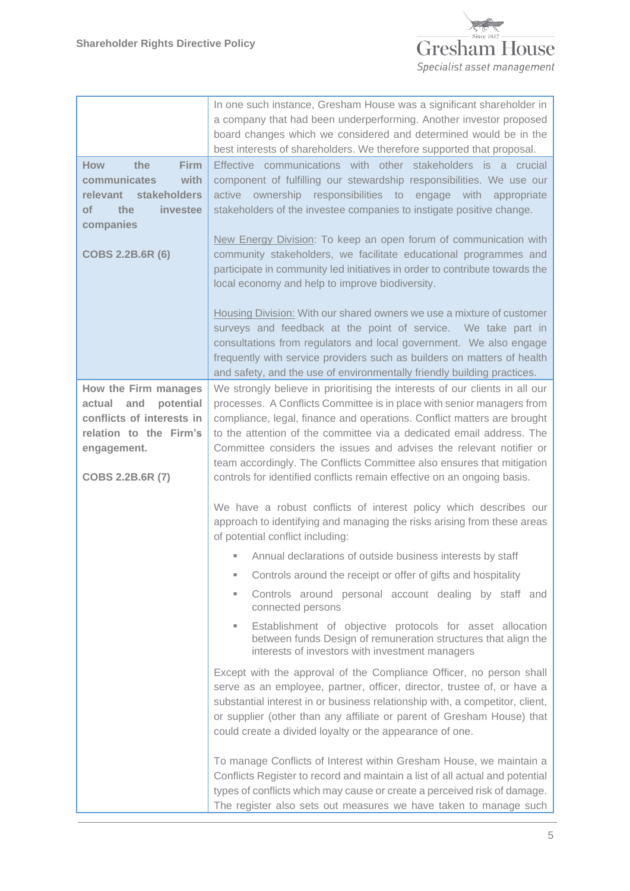| | |
|---|---|
| | In one such instance, Gresham House was a significant shareholder in a company that had been underperforming. Another investor proposed board changes which we considered and determined would be in the best interests of shareholders. We therefore supported that proposal. |
| **How the Firm communicates with relevant stakeholders of the investee companies**<br><br>**COBS 2.2B.6R (6)** | Effective communications with other stakeholders is a crucial component of fulfilling our stewardship responsibilities. We use our active ownership responsibilities to engage with appropriate stakeholders of the investee companies to instigate positive change.<br><br>New Energy Division: To keep an open forum of communication with community stakeholders, we facilitate educational programmes and participate in community led initiatives in order to contribute towards the local economy and help to improve biodiversity.<br><br>Housing Division: With our shared owners we use a mixture of customer surveys and feedback at the point of service. We take part in consultations from regulators and local government. We also engage frequently with service providers such as builders on matters of health and safety, and the use of environmentally friendly building practices. |
| **How the Firm manages actual and potential conflicts of interests in relation to the Firm's engagement.**<br><br>**COBS 2.2B.6R (7)** | We strongly believe in prioritising the interests of our clients in all our processes. A Conflicts Committee is in place with senior managers from compliance, legal, finance and operations. Conflict matters are brought to the attention of the committee via a dedicated email address. The Committee considers the issues and advises the relevant notifier or team accordingly. The Conflicts Committee also ensures that mitigation controls for identified conflicts remain effective on an ongoing basis.<br><br>We have a robust conflicts of interest policy which describes our approach to identifying and managing the risks arising from these areas of potential conflict including:<br><br>▪ Annual declarations of outside business interests by staff<br>▪ Controls around the receipt or offer of gifts and hospitality<br>▪ Controls around personal account dealing by staff and connected persons<br>▪ Establishment of objective protocols for asset allocation between funds Design of remuneration structures that align the interests of investors with investment managers<br><br>Except with the approval of the Compliance Officer, no person shall serve as an employee, partner, officer, director, trustee of, or have a substantial interest in or business relationship with, a competitor, client, or supplier (other than any affiliate or parent of Gresham House) that could create a divided loyalty or the appearance of one.<br><br>To manage Conflicts of Interest within Gresham House, we maintain a Conflicts Register to record and maintain a list of all actual and potential types of conflicts which may cause or create a perceived risk of damage. The register also sets out measures we have taken to manage such |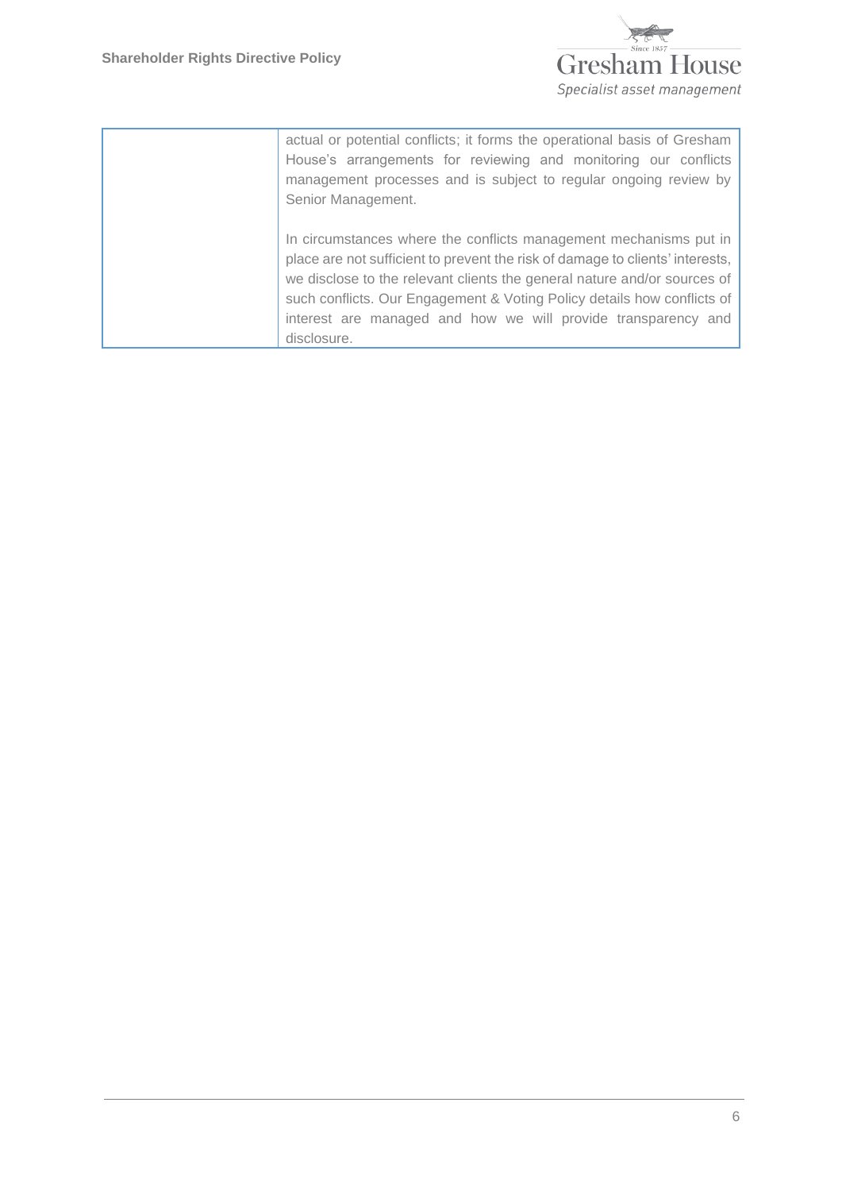| | |
|---|---|
| | actual or potential conflicts; it forms the operational basis of Gresham House's arrangements for reviewing and monitoring our conflicts management processes and is subject to regular ongoing review by Senior Management.<br><br>In circumstances where the conflicts management mechanisms put in place are not sufficient to prevent the risk of damage to clients' interests, we disclose to the relevant clients the general nature and/or sources of such conflicts. Our Engagement & Voting Policy details how conflicts of interest are managed and how we will provide transparency and disclosure. |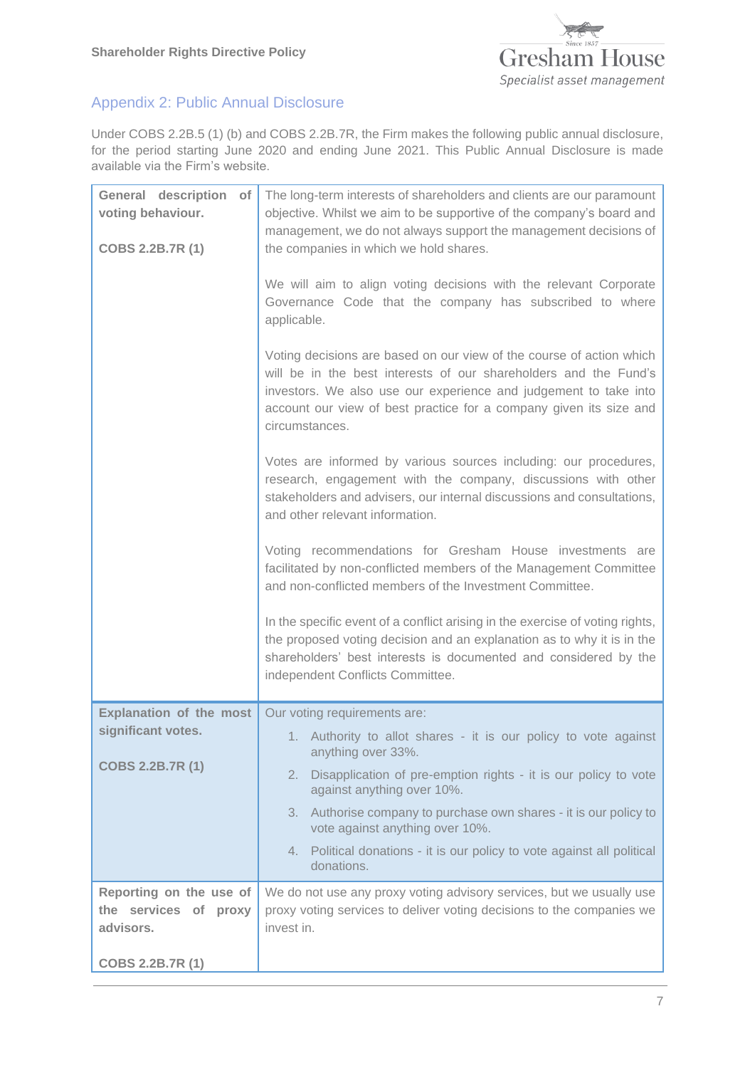## Appendix 2: Public Annual Disclosure

Under COBS 2.2B.5 (1) (b) and COBS 2.2B.7R, the Firm makes the following public annual disclosure, for the period starting June 2020 and ending June 2021. This Public Annual Disclosure is made available via the Firm's website.

| | |
|---|---|
| **General description of voting behaviour.**<br><br>**COBS 2.2B.7R (1)** | The long-term interests of shareholders and clients are our paramount objective. Whilst we aim to be supportive of the company's board and management, we do not always support the management decisions of the companies in which we hold shares.<br><br>We will aim to align voting decisions with the relevant Corporate Governance Code that the company has subscribed to where applicable.<br><br>Voting decisions are based on our view of the course of action which will be in the best interests of our shareholders and the Fund's investors. We also use our experience and judgement to take into account our view of best practice for a company given its size and circumstances.<br><br>Votes are informed by various sources including: our procedures, research, engagement with the company, discussions with other stakeholders and advisers, our internal discussions and consultations, and other relevant information.<br><br>Voting recommendations for Gresham House investments are facilitated by non-conflicted members of the Management Committee and non-conflicted members of the Investment Committee.<br><br>In the specific event of a conflict arising in the exercise of voting rights, the proposed voting decision and an explanation as to why it is in the shareholders' best interests is documented and considered by the independent Conflicts Committee. |
| **Explanation of the most significant votes.**<br><br>**COBS 2.2B.7R (1)** | Our voting requirements are:<br>1. Authority to allot shares - it is our policy to vote against anything over 33%.<br>2. Disapplication of pre-emption rights - it is our policy to vote against anything over 10%.<br>3. Authorise company to purchase own shares - it is our policy to vote against anything over 10%.<br>4. Political donations - it is our policy to vote against all political donations. |
| **Reporting on the use of the services of proxy advisors.**<br><br>**COBS 2.2B.7R (1)** | We do not use any proxy voting advisory services, but we usually use proxy voting services to deliver voting decisions to the companies we invest in. |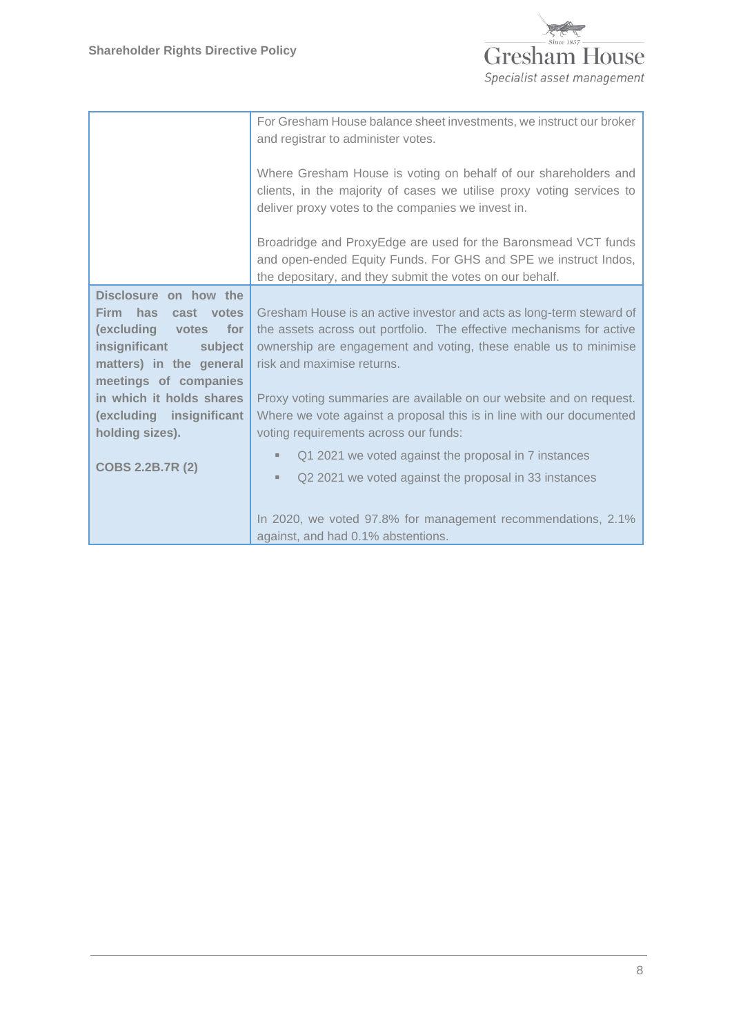| | |
|---|---|
| | For Gresham House balance sheet investments, we instruct our broker and registrar to administer votes.<br><br>Where Gresham House is voting on behalf of our shareholders and clients, in the majority of cases we utilise proxy voting services to deliver proxy votes to the companies we invest in.<br><br>Broadridge and ProxyEdge are used for the Baronsmead VCT funds and open-ended Equity Funds. For GHS and SPE we instruct Indos, the depositary, and they submit the votes on our behalf. |
| **Disclosure on how the Firm has cast votes (excluding votes for insignificant subject matters) in the general meetings of companies in which it holds shares (excluding insignificant holding sizes).**<br><br>**COBS 2.2B.7R (2)** | Gresham House is an active investor and acts as long-term steward of the assets across out portfolio. The effective mechanisms for active ownership are engagement and voting, these enable us to minimise risk and maximise returns.<br><br>Proxy voting summaries are available on our website and on request. Where we vote against a proposal this is in line with our documented voting requirements across our funds:<br><br>- Q1 2021 we voted against the proposal in 7 instances<br>- Q2 2021 we voted against the proposal in 33 instances<br><br>In 2020, we voted 97.8% for management recommendations, 2.1% against, and had 0.1% abstentions. |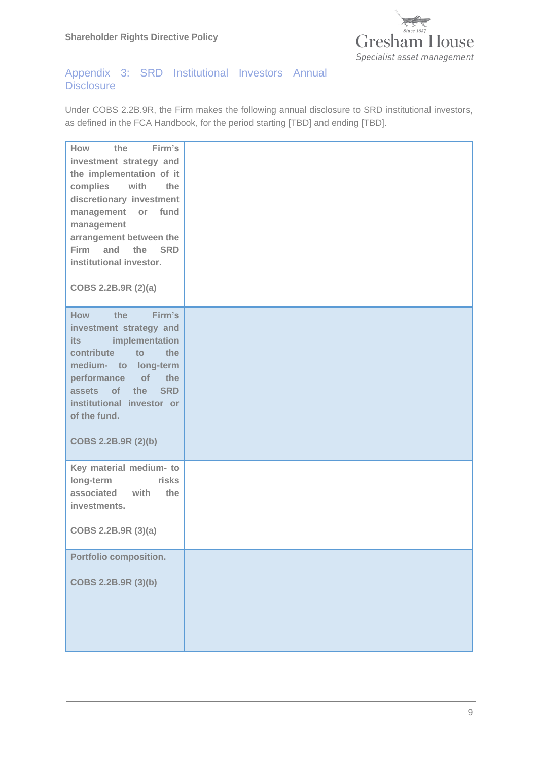## Appendix 3: SRD Institutional Investors Annual Disclosure

Under COBS 2.2B.9R, the Firm makes the following annual disclosure to SRD institutional investors, as defined in the FCA Handbook, for the period starting [TBD] and ending [TBD].

| | |
|---|---|
| **How the Firm's investment strategy and the implementation of it complies with the discretionary investment management or fund management arrangement between the Firm and the SRD institutional investor.**<br><br>**COBS 2.2B.9R (2)(a)** | |
| **How the Firm's investment strategy and its implementation contribute to the medium- to long-term performance of the assets of the SRD institutional investor or of the fund.**<br><br>**COBS 2.2B.9R (2)(b)** | |
| **Key material medium- to long-term risks associated with the investments.**<br><br>**COBS 2.2B.9R (3)(a)** | |
| **Portfolio composition.**<br><br>**COBS 2.2B.9R (3)(b)** | |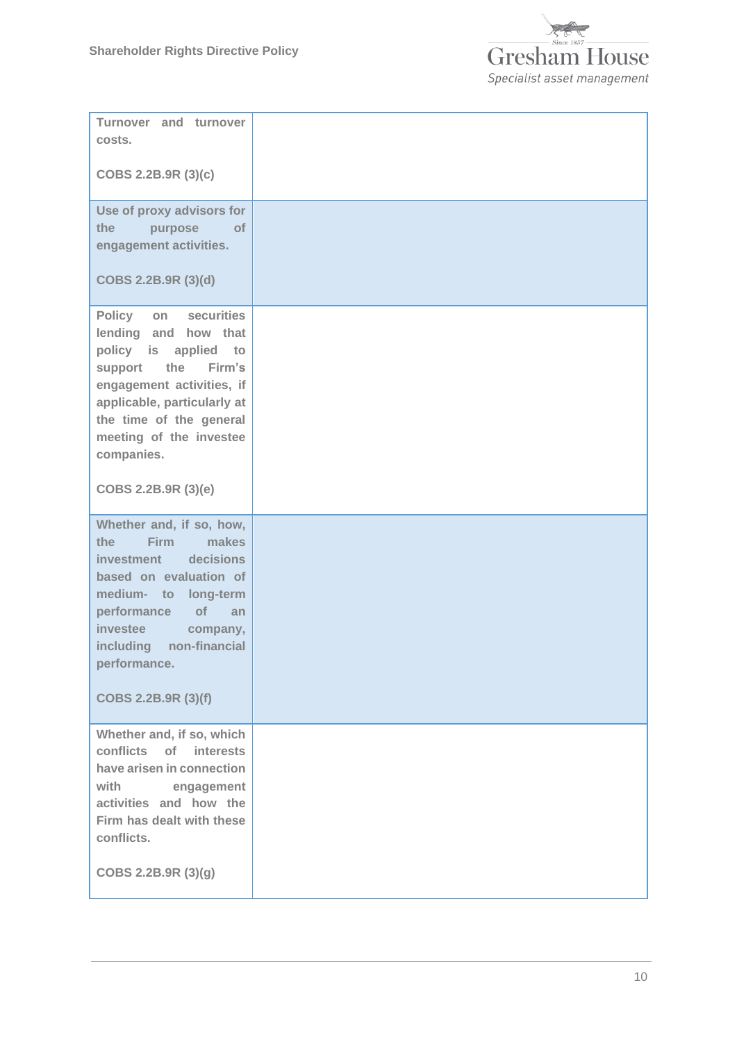| | |
|---|---|
| **Turnover and turnover costs.**<br><br>**COBS 2.2B.9R (3)(c)** | |
| **Use of proxy advisors for the purpose of engagement activities.**<br><br>**COBS 2.2B.9R (3)(d)** | |
| **Policy on securities lending and how that policy is applied to support the Firm's engagement activities, if applicable, particularly at the time of the general meeting of the investee companies.**<br><br>**COBS 2.2B.9R (3)(e)** | |
| **Whether and, if so, how, the Firm makes investment decisions based on evaluation of medium- to long-term performance of an investee company, including non-financial performance.**<br><br>**COBS 2.2B.9R (3)(f)** | |
| **Whether and, if so, which conflicts of interests have arisen in connection with engagement activities and how the Firm has dealt with these conflicts.**<br><br>**COBS 2.2B.9R (3)(g)** | |